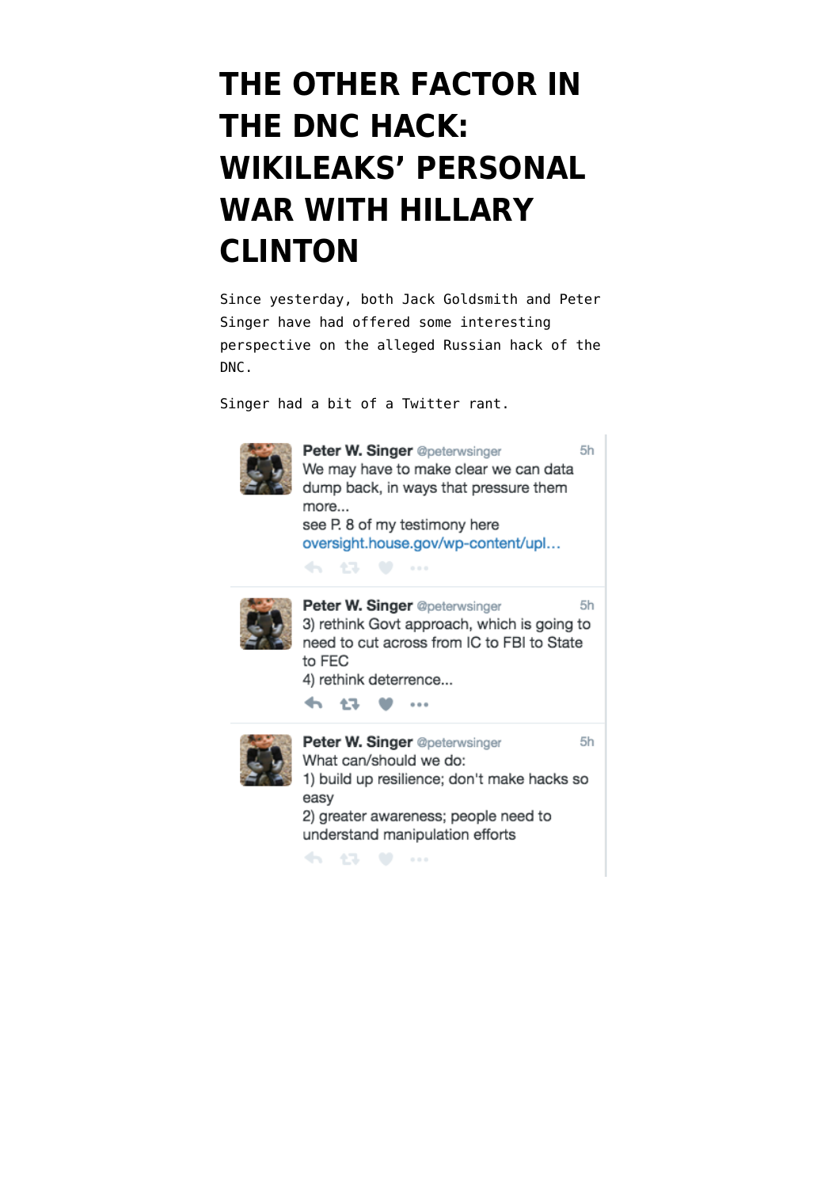# THE OTHER FACTOR IN THE DNC HACK: WIKILEAKS' PERSONAL WAR WITH HILLARY CLINTON

Since yesterday, both Jack Goldsmith and Peter Singer have had offered some interesting perspective on the alleged Russian hack of the DNC.

Singer had a bit of a Twitter rant.

> **Peter W. Singer** @peterwsinger 5h
> We may have to make clear we can data dump back, in ways that pressure them more...
> see P. 8 of my testimony here
> oversight.house.gov/wp-content/upl...

> **Peter W. Singer** @peterwsinger 5h
> 3) rethink Govt approach, which is going to need to cut across from IC to FBI to State to FEC
> 4) rethink deterrence...

> **Peter W. Singer** @peterwsinger 5h
> What can/should we do:
> 1) build up resilience; don't make hacks so easy
> 2) greater awareness; people need to understand manipulation efforts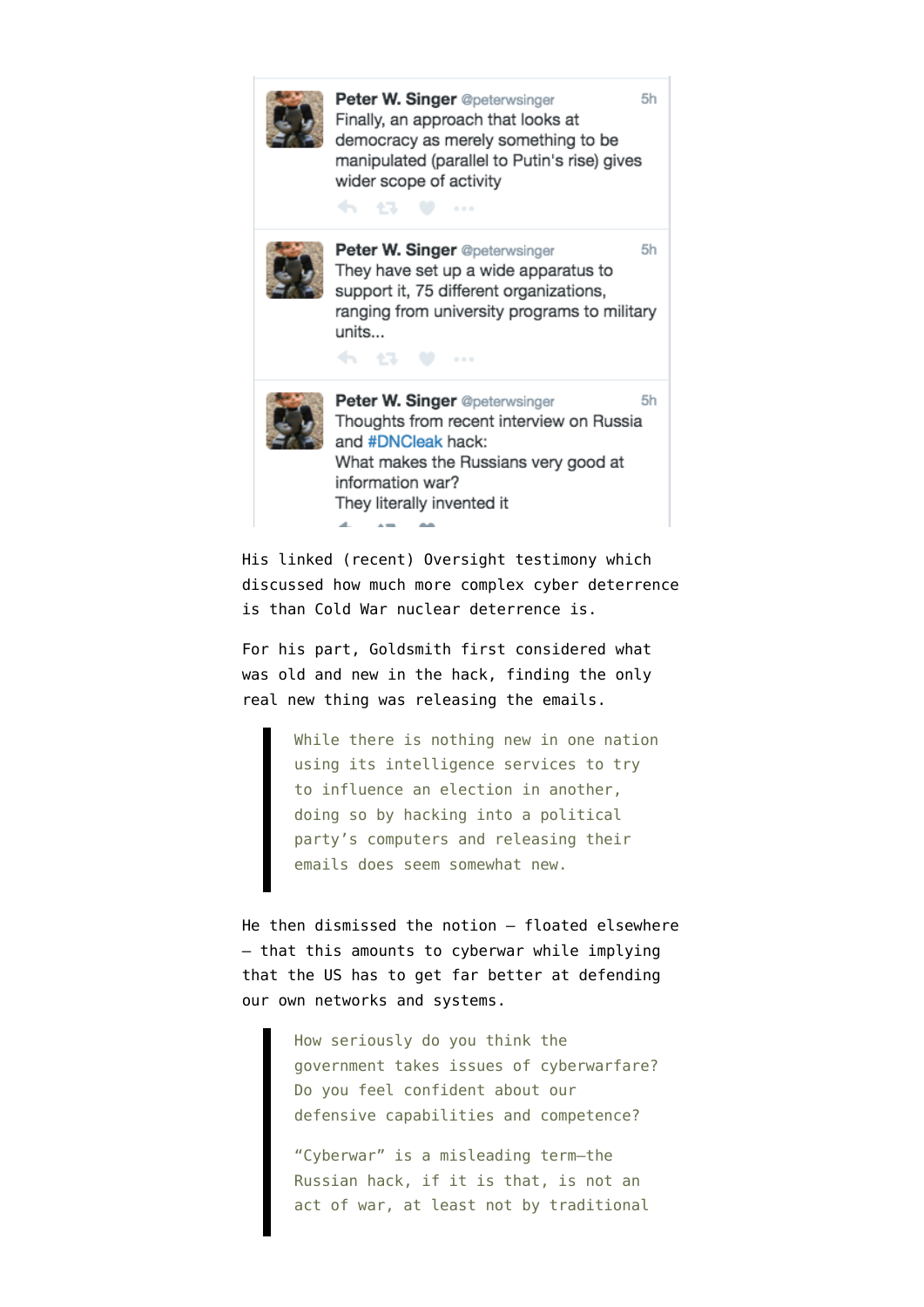**Peter W. Singer** @peterwsinger 5h
Finally, an approach that looks at democracy as merely something to be manipulated (parallel to Putin's rise) gives wider scope of activity

**Peter W. Singer** @peterwsinger 5h
They have set up a wide apparatus to support it, 75 different organizations, ranging from university programs to military units...

**Peter W. Singer** @peterwsinger 5h
Thoughts from recent interview on Russia and #DNCleak hack:
What makes the Russians very good at information war?
They literally invented it

His linked (recent) Oversight testimony which discussed how much more complex cyber deterrence is than Cold War nuclear deterrence is.

For his part, Goldsmith first considered what was old and new in the hack, finding the only real new thing was releasing the emails.

> While there is nothing new in one nation using its intelligence services to try to influence an election in another, doing so by hacking into a political party's computers and releasing their emails does seem somewhat new.

He then dismissed the notion — floated elsewhere — that this amounts to cyberwar while implying that the US has to get far better at defending our own networks and systems.

> How seriously do you think the government takes issues of cyberwarfare? Do you feel confident about our defensive capabilities and competence?
>
> "Cyberwar" is a misleading term—the Russian hack, if it is that, is not an act of war, at least not by traditional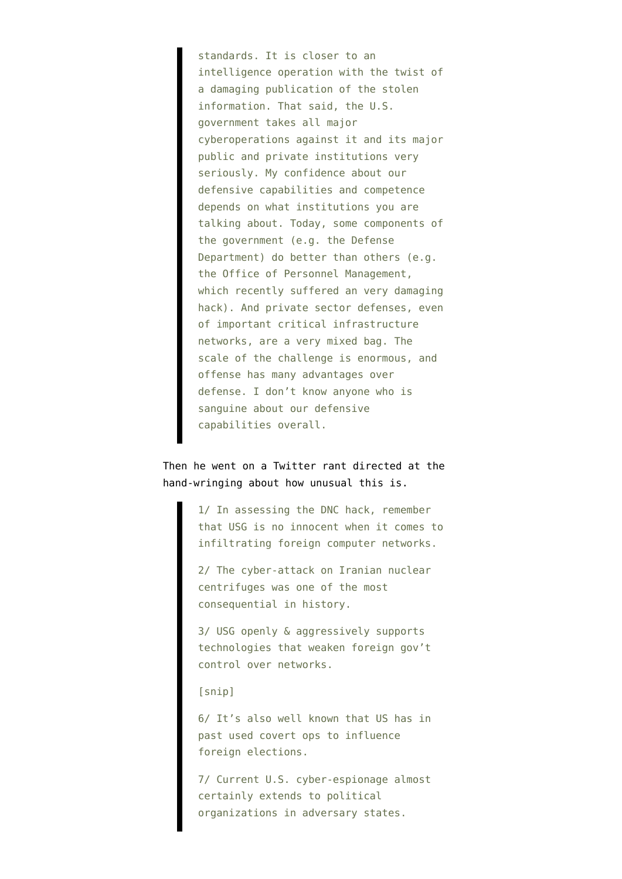> standards. It is closer to an intelligence operation with the twist of a damaging publication of the stolen information. That said, the U.S. government takes all major cyberoperations against it and its major public and private institutions very seriously. My confidence about our defensive capabilities and competence depends on what institutions you are talking about. Today, some components of the government (e.g. the Defense Department) do better than others (e.g. the Office of Personnel Management, which recently suffered an very damaging hack). And private sector defenses, even of important critical infrastructure networks, are a very mixed bag. The scale of the challenge is enormous, and offense has many advantages over defense. I don't know anyone who is sanguine about our defensive capabilities overall.

Then he went on a Twitter rant directed at the hand-wringing about how unusual this is.

> 1/ In assessing the DNC hack, remember that USG is no innocent when it comes to infiltrating foreign computer networks.
>
> 2/ The cyber-attack on Iranian nuclear centrifuges was one of the most consequential in history.
>
> 3/ USG openly & aggressively supports technologies that weaken foreign gov't control over networks.
>
> [snip]
>
> 6/ It's also well known that US has in past used covert ops to influence foreign elections.
>
> 7/ Current U.S. cyber-espionage almost certainly extends to political organizations in adversary states.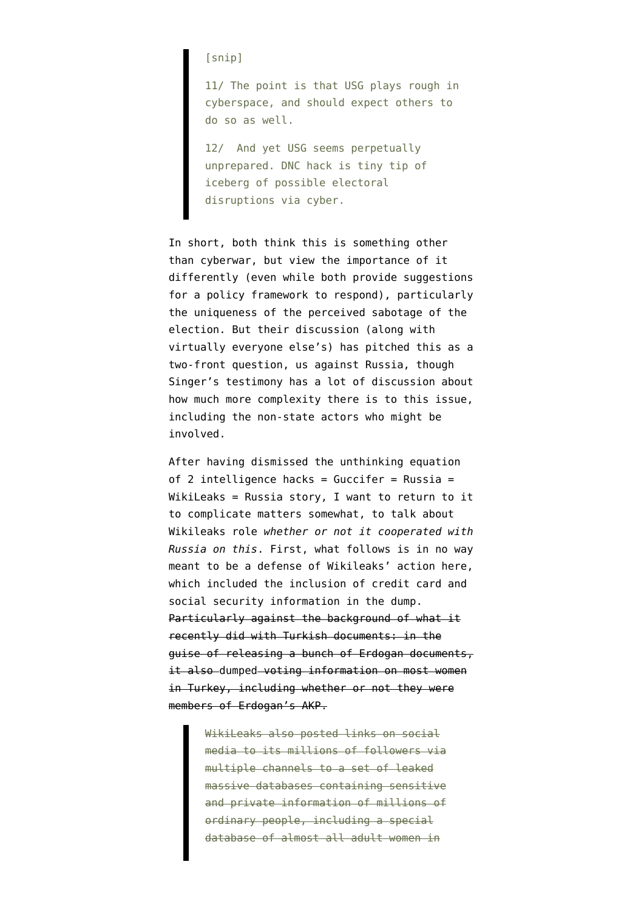> [snip]
>
> 11/ The point is that USG plays rough in cyberspace, and should expect others to do so as well.
>
> 12/ And yet USG seems perpetually unprepared. DNC hack is tiny tip of iceberg of possible electoral disruptions via cyber.

In short, both think this is something other than cyberwar, but view the importance of it differently (even while both provide suggestions for a policy framework to respond), particularly the uniqueness of the perceived sabotage of the election. But their discussion (along with virtually everyone else's) has pitched this as a two-front question, us against Russia, though Singer's testimony has a lot of discussion about how much more complexity there is to this issue, including the non-state actors who might be involved.

After having dismissed the unthinking equation of 2 intelligence hacks = Guccifer = Russia = WikiLeaks = Russia story, I want to return to it to complicate matters somewhat, to talk about Wikileaks role *whether or not it cooperated with Russia on this*. First, what follows is in no way meant to be a defense of Wikileaks' action here, which included the inclusion of credit card and social security information in the dump. ~~Particularly against the background of what it recently did with Turkish documents: in the guise of releasing a bunch of Erdogan documents, it also~~ dumped ~~voting information on most women in Turkey, including whether or not they were members of Erdogan's AKP.~~

> ~~WikiLeaks also posted links on social media to its millions of followers via multiple channels to a set of leaked massive databases containing sensitive and private information of millions of ordinary people, including a special database of almost all adult women in~~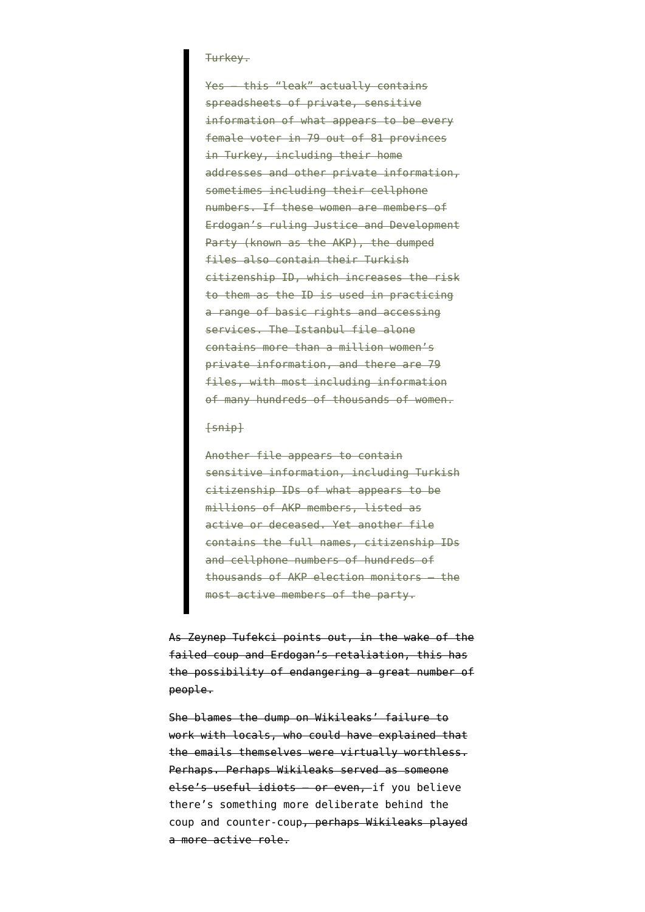> ~~Turkey.~~
>
> ~~Yes — this “leak” actually contains spreadsheets of private, sensitive information of what appears to be every female voter in 79 out of 81 provinces in Turkey, including their home addresses and other private information, sometimes including their cellphone numbers. If these women are members of Erdogan’s ruling Justice and Development Party (known as the AKP), the dumped files also contain their Turkish citizenship ID, which increases the risk to them as the ID is used in practicing a range of basic rights and accessing services. The Istanbul file alone contains more than a million women’s private information, and there are 79 files, with most including information of many hundreds of thousands of women.~~
>
> ~~[snip]~~
>
> ~~Another file appears to contain sensitive information, including Turkish citizenship IDs of what appears to be millions of AKP members, listed as active or deceased. Yet another file contains the full names, citizenship IDs and cellphone numbers of hundreds of thousands of AKP election monitors — the most active members of the party.~~

~~As Zeynep Tufekci points out, in the wake of the failed coup and Erdogan’s retaliation, this has the possibility of endangering a great number of people.~~

~~She blames the dump on Wikileaks’ failure to work with locals, who could have explained that the emails themselves were virtually worthless. Perhaps. Perhaps Wikileaks served as someone else’s useful idiots — or even,~~ if you believe there’s something more deliberate behind the coup and counter-coup~~, perhaps Wikileaks played a more active role.~~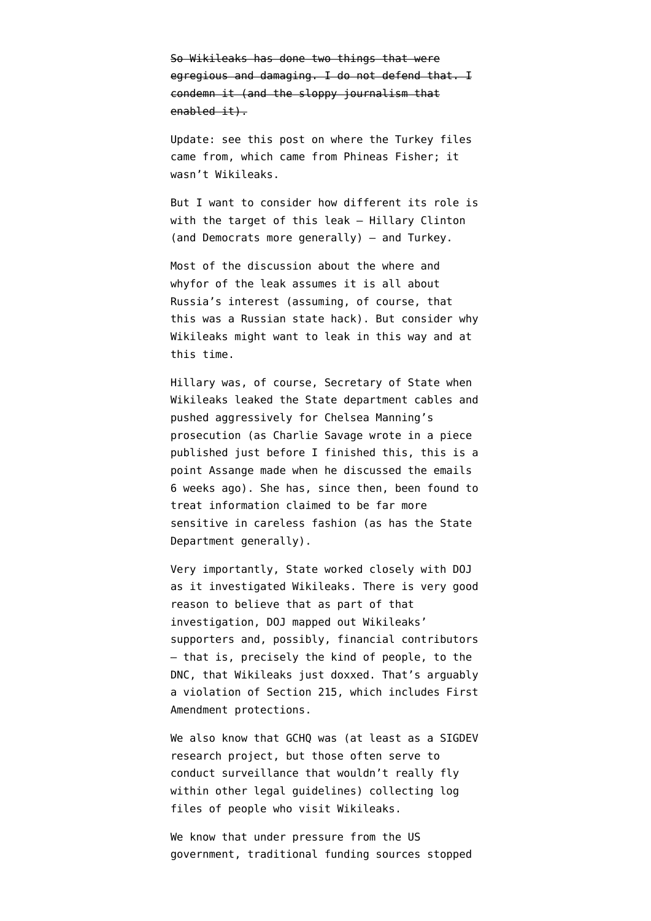~~So Wikileaks has done two things that were egregious and damaging. I do not defend that. I condemn it (and the sloppy journalism that enabled it).~~

Update: see this post on where the Turkey files came from, which came from Phineas Fisher; it wasn't Wikileaks.

But I want to consider how different its role is with the target of this leak — Hillary Clinton (and Democrats more generally) — and Turkey.

Most of the discussion about the where and whyfor of the leak assumes it is all about Russia's interest (assuming, of course, that this was a Russian state hack). But consider why Wikileaks might want to leak in this way and at this time.

Hillary was, of course, Secretary of State when Wikileaks leaked the State department cables and pushed aggressively for Chelsea Manning's prosecution (as Charlie Savage wrote in a piece published just before I finished this, this is a point Assange made when he discussed the emails 6 weeks ago). She has, since then, been found to treat information claimed to be far more sensitive in careless fashion (as has the State Department generally).

Very importantly, State worked closely with DOJ as it investigated Wikileaks. There is very good reason to believe that as part of that investigation, DOJ mapped out Wikileaks' supporters and, possibly, financial contributors — that is, precisely the kind of people, to the DNC, that Wikileaks just doxxed. That's arguably a violation of Section 215, which includes First Amendment protections.

We also know that GCHQ was (at least as a SIGDEV research project, but those often serve to conduct surveillance that wouldn't really fly within other legal guidelines) collecting log files of people who visit Wikileaks.

We know that under pressure from the US government, traditional funding sources stopped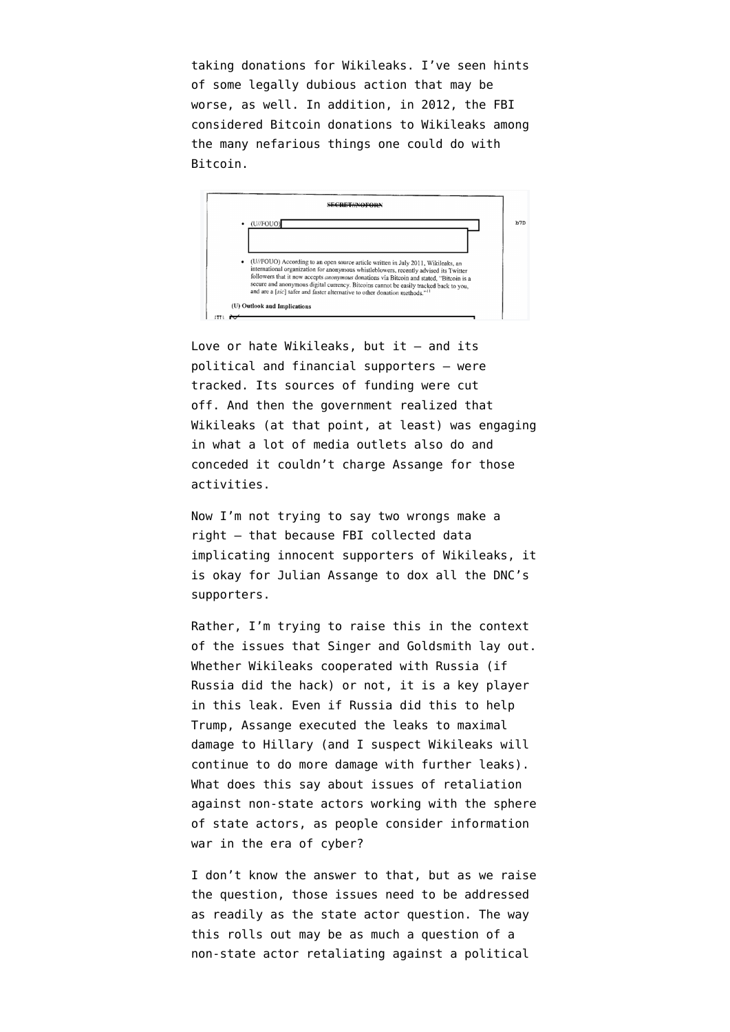taking donations for Wikileaks. I've seen hints of some legally dubious action that may be worse, as well. In addition, in 2012, the FBI considered Bitcoin donations to Wikileaks among the many nefarious things one could do with Bitcoin.

> SECRET//NOFORN
>
> - (U//FOUO)
>
> - (U//FOUO) According to an open source article written in July 2011, Wikileaks, an international organization for anonymous whistleblowers, recently advised its Twitter followers that it now accepts *anonymous* donations via Bitcoin and stated, "Bitcoin is a secure and anonymous digital currency. Bitcoins cannot be easily tracked back to you, and are a [*sic*] safer and faster alternative to other donation methods."[11]
>
> **(U) Outlook and Implications**

Love or hate Wikileaks, but it — and its political and financial supporters — were tracked. Its sources of funding were cut off. And then the government realized that Wikileaks (at that point, at least) was engaging in what a lot of media outlets also do and conceded it couldn't charge Assange for those activities.

Now I'm not trying to say two wrongs make a right — that because FBI collected data implicating innocent supporters of Wikileaks, it is okay for Julian Assange to dox all the DNC's supporters.

Rather, I'm trying to raise this in the context of the issues that Singer and Goldsmith lay out. Whether Wikileaks cooperated with Russia (if Russia did the hack) or not, it is a key player in this leak. Even if Russia did this to help Trump, Assange executed the leaks to maximal damage to Hillary (and I suspect Wikileaks will continue to do more damage with further leaks). What does this say about issues of retaliation against non-state actors working with the sphere of state actors, as people consider information war in the era of cyber?

I don't know the answer to that, but as we raise the question, those issues need to be addressed as readily as the state actor question. The way this rolls out may be as much a question of a non-state actor retaliating against a political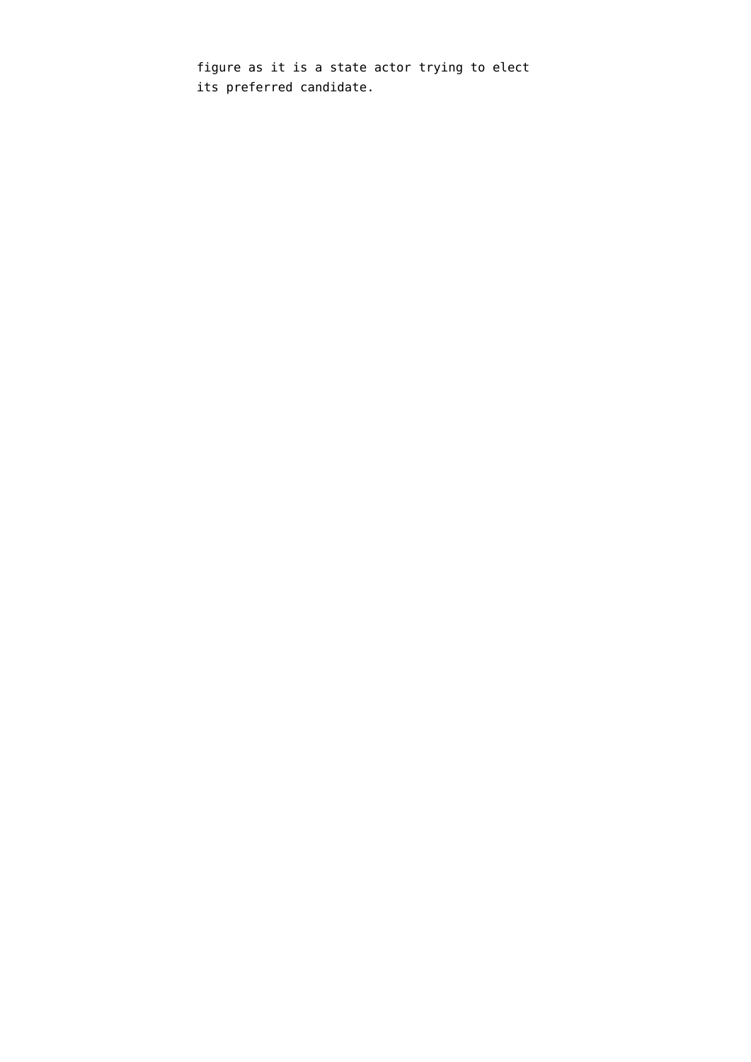figure as it is a state actor trying to elect its preferred candidate.